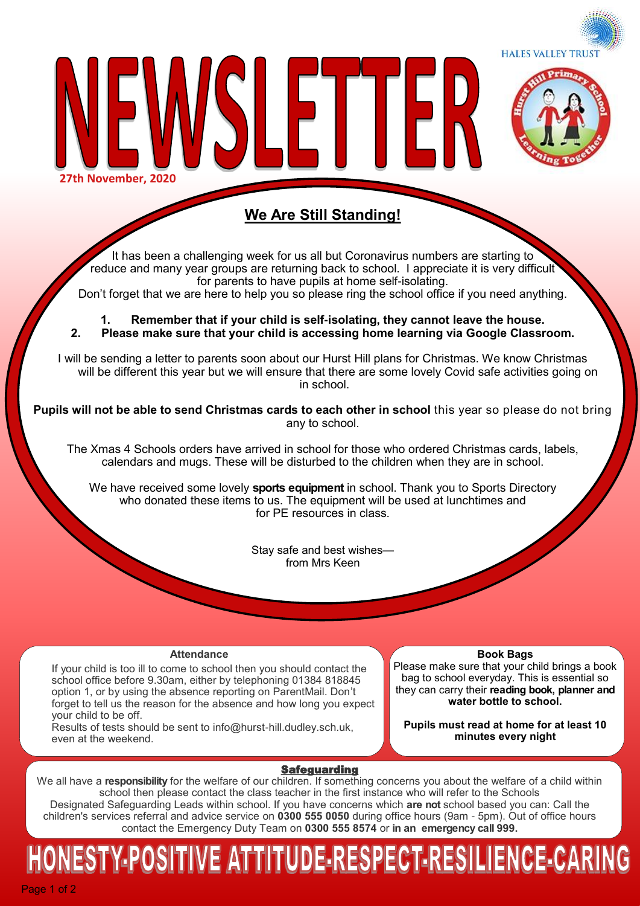# NEWSLETTER

HALES VALLEY TRUST

**27th November, 2020**

## We Are Still Standing!

It has been a challenging week for us all but Coronavirus numbers are starting to reduce and many year groups are returning back to school. I appreciate it is very difficult for parents to have pupils at home self-isolating.
Don't forget that we are here to help you so please ring the school office if you need anything.

1. **Remember that if your child is self-isolating, they cannot leave the house.**
2. **Please make sure that your child is accessing home learning via Google Classroom.**

I will be sending a letter to parents soon about our Hurst Hill plans for Christmas. We know Christmas will be different this year but we will ensure that there are some lovely Covid safe activities going on in school.

**Pupils will not be able to send Christmas cards to each other in school** this year so please do not bring any to school.

The Xmas 4 Schools orders have arrived in school for those who ordered Christmas cards, labels, calendars and mugs. These will be disturbed to the children when they are in school.

We have received some lovely **sports equipment** in school. Thank you to Sports Directory who donated these items to us. The equipment will be used at lunchtimes and for PE resources in class.

Stay safe and best wishes—
from Mrs Keen

### Attendance

If your child is too ill to come to school then you should contact the school office before 9.30am, either by telephoning 01384 818845 option 1, or by using the absence reporting on ParentMail. Don't forget to tell us the reason for the absence and how long you expect your child to be off.
Results of tests should be sent to info@hurst-hill.dudley.sch.uk, even at the weekend.

### Book Bags

Please make sure that your child brings a book bag to school everyday. This is essential so they can carry their **reading book, planner and water bottle to school.**

**Pupils must read at home for at least 10 minutes every night**

### Safeguarding

We all have a **responsibility** for the welfare of our children. If something concerns you about the welfare of a child within school then please contact the class teacher in the first instance who will refer to the Schools Designated Safeguarding Leads within school. If you have concerns which **are not** school based you can: Call the children's services referral and advice service on **0300 555 0050** during office hours (9am - 5pm). Out of office hours contact the Emergency Duty Team on **0300 555 8574** or **in an emergency call 999.**

**HONESTY-POSITIVE ATTITUDE-RESPECT-RESILIENCE-CARING**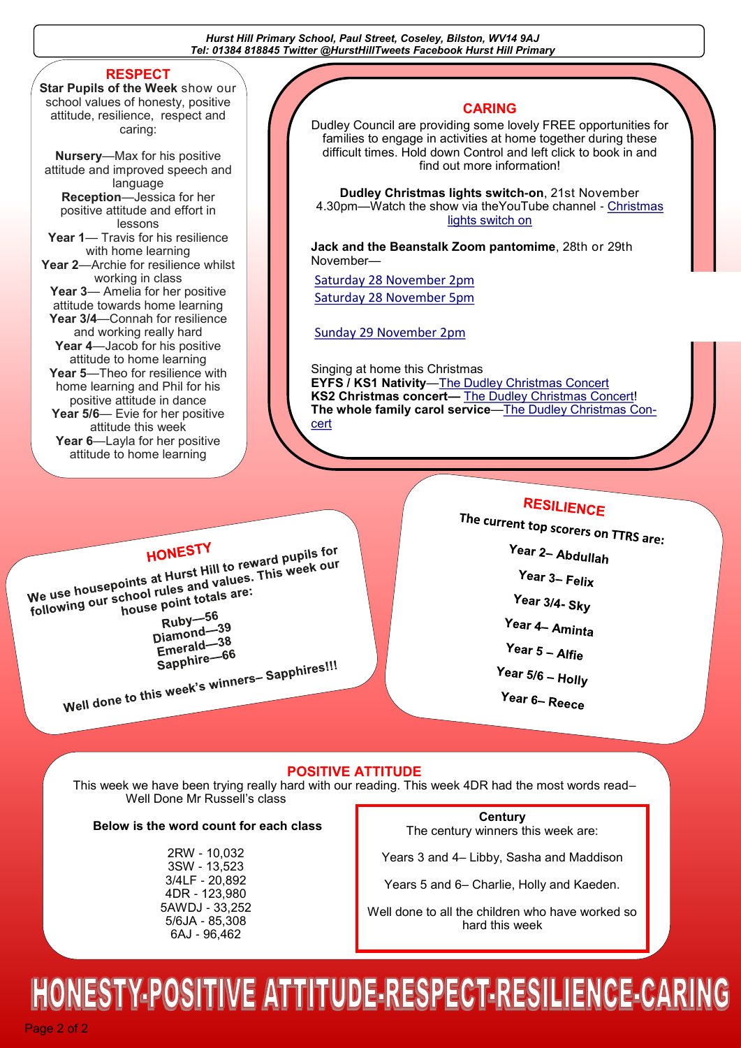Hurst Hill Primary School, Paul Street, Coseley, Bilston, WV14 9AJ
Tel: 01384 818845 Twitter @HurstHillTweets Facebook Hurst Hill Primary

## RESPECT

**Star Pupils of the Week** show our school values of honesty, positive attitude, resilience, respect and caring:

**Nursery**—Max for his positive attitude and improved speech and language
**Reception**—Jessica for her positive attitude and effort in lessons
**Year 1**— Travis for his resilience with home learning
**Year 2**—Archie for resilience whilst working in class
**Year 3**— Amelia for her positive attitude towards home learning
**Year 3/4**—Connah for resilience and working really hard
**Year 4**—Jacob for his positive attitude to home learning
**Year 5**—Theo for resilience with home learning and Phil for his positive attitude in dance
**Year 5/6**— Evie for her positive attitude this week
**Year 6**—Layla for her positive attitude to home learning

## CARING

Dudley Council are providing some lovely FREE opportunities for families to engage in activities at home together during these difficult times. Hold down Control and left click to book in and find out more information!

**Dudley Christmas lights switch-on**, 21st November 4.30pm—Watch the show via theYouTube channel - Christmas lights switch on

**Jack and the Beanstalk Zoom pantomime**, 28th or 29th November—

Saturday 28 November 2pm
Saturday 28 November 5pm

Sunday 29 November 2pm

Singing at home this Christmas
**EYFS / KS1 Nativity**—The Dudley Christmas Concert
**KS2 Christmas concert—** The Dudley Christmas Concert!
**The whole family carol service**—The Dudley Christmas Concert

## HONESTY

We use housepoints at Hurst Hill to reward pupils for following our school rules and values. This week our house point totals are:

Ruby—56
Diamond—39
Emerald—38
Sapphire—66

Well done to this week's winners– Sapphires!!!

## RESILIENCE

The current top scorers on TTRS are:

Year 2– Abdullah
Year 3– Felix
Year 3/4- Sky
Year 4– Aminta
Year 5 – Alfie
Year 5/6 – Holly
Year 6– Reece

## POSITIVE ATTITUDE

This week we have been trying really hard with our reading. This week 4DR had the most words read– Well Done Mr Russell's class

**Below is the word count for each class**

2RW - 10,032
3SW - 13,523
3/4LF - 20,892
4DR - 123,980
5AWDJ - 33,252
5/6JA - 85,308
6AJ - 96,462

**Century**
The century winners this week are:

Years 3 and 4– Libby, Sasha and Maddison

Years 5 and 6– Charlie, Holly and Kaeden.

Well done to all the children who have worked so hard this week

HONESTY-POSITIVE ATTITUDE-RESPECT-RESILIENCE-CARING